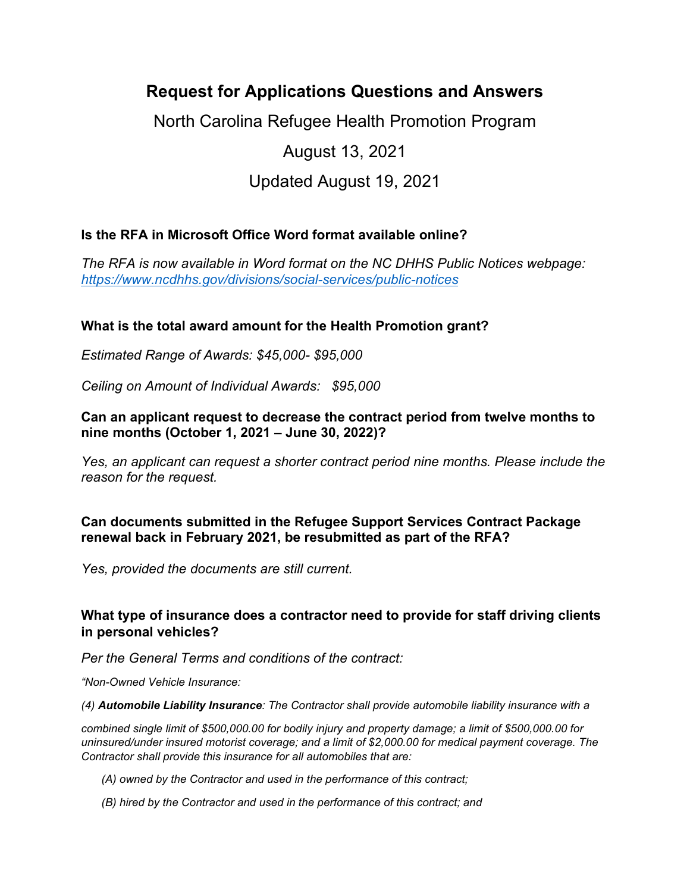# Request for Applications Questions and Answers

## North Carolina Refugee Health Promotion Program

## August 13, 2021

## Updated August 19, 2021

**Is the RFA in Microsoft Office Word format available online?**

*The RFA is now available in Word format on the NC DHHS Public Notices webpage: https://www.ncdhhs.gov/divisions/social-services/public-notices*

**What is the total award amount for the Health Promotion grant?**

*Estimated Range of Awards: $45,000- $95,000*

*Ceiling on Amount of Individual Awards: $95,000*

**Can an applicant request to decrease the contract period from twelve months to nine months (October 1, 2021 – June 30, 2022)?**

*Yes, an applicant can request a shorter contract period nine months. Please include the reason for the request.*

**Can documents submitted in the Refugee Support Services Contract Package renewal back in February 2021, be resubmitted as part of the RFA?**

*Yes, provided the documents are still current.*

**What type of insurance does a contractor need to provide for staff driving clients in personal vehicles?**

*Per the General Terms and conditions of the contract:*

*"Non-Owned Vehicle Insurance:*

*(4) **Automobile Liability Insurance**: The Contractor shall provide automobile liability insurance with a combined single limit of $500,000.00 for bodily injury and property damage; a limit of $500,000.00 for uninsured/under insured motorist coverage; and a limit of $2,000.00 for medical payment coverage. The Contractor shall provide this insurance for all automobiles that are:*

*(A) owned by the Contractor and used in the performance of this contract;*

*(B) hired by the Contractor and used in the performance of this contract; and*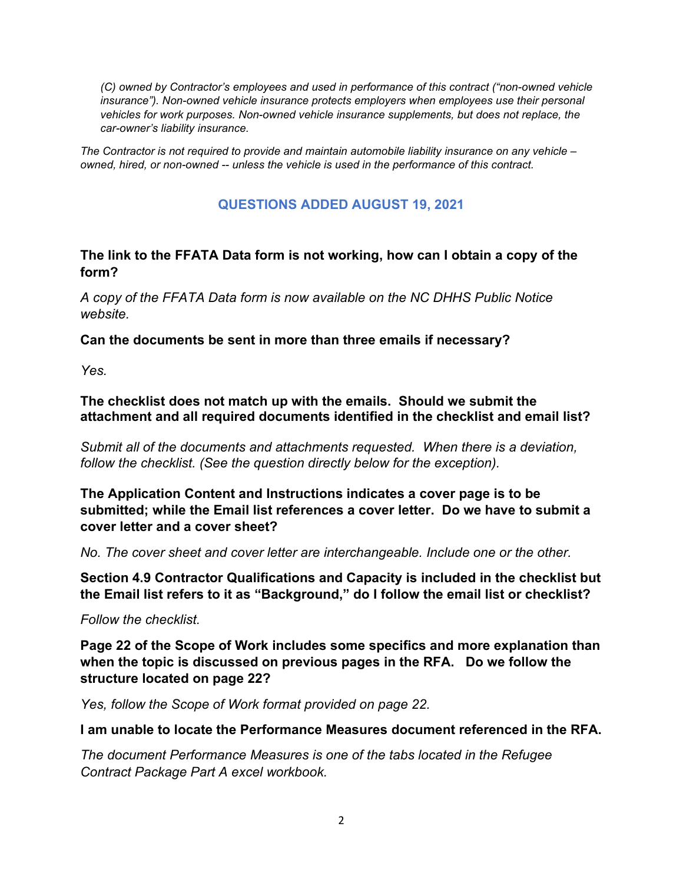*(C) owned by Contractor's employees and used in performance of this contract ("non-owned vehicle insurance"). Non-owned vehicle insurance protects employers when employees use their personal vehicles for work purposes. Non-owned vehicle insurance supplements, but does not replace, the car-owner's liability insurance.*

*The Contractor is not required to provide and maintain automobile liability insurance on any vehicle – owned, hired, or non-owned -- unless the vehicle is used in the performance of this contract.*

## QUESTIONS ADDED AUGUST 19, 2021

**The link to the FFATA Data form is not working, how can I obtain a copy of the form?**

*A copy of the FFATA Data form is now available on the NC DHHS Public Notice website.*

**Can the documents be sent in more than three emails if necessary?**

*Yes.*

**The checklist does not match up with the emails. Should we submit the attachment and all required documents identified in the checklist and email list?**

*Submit all of the documents and attachments requested. When there is a deviation, follow the checklist. (See the question directly below for the exception).*

**The Application Content and Instructions indicates a cover page is to be submitted; while the Email list references a cover letter. Do we have to submit a cover letter and a cover sheet?**

*No. The cover sheet and cover letter are interchangeable. Include one or the other.*

**Section 4.9 Contractor Qualifications and Capacity is included in the checklist but the Email list refers to it as "Background," do I follow the email list or checklist?**

*Follow the checklist.*

**Page 22 of the Scope of Work includes some specifics and more explanation than when the topic is discussed on previous pages in the RFA. Do we follow the structure located on page 22?**

*Yes, follow the Scope of Work format provided on page 22.*

**I am unable to locate the Performance Measures document referenced in the RFA.**

*The document Performance Measures is one of the tabs located in the Refugee Contract Package Part A excel workbook.*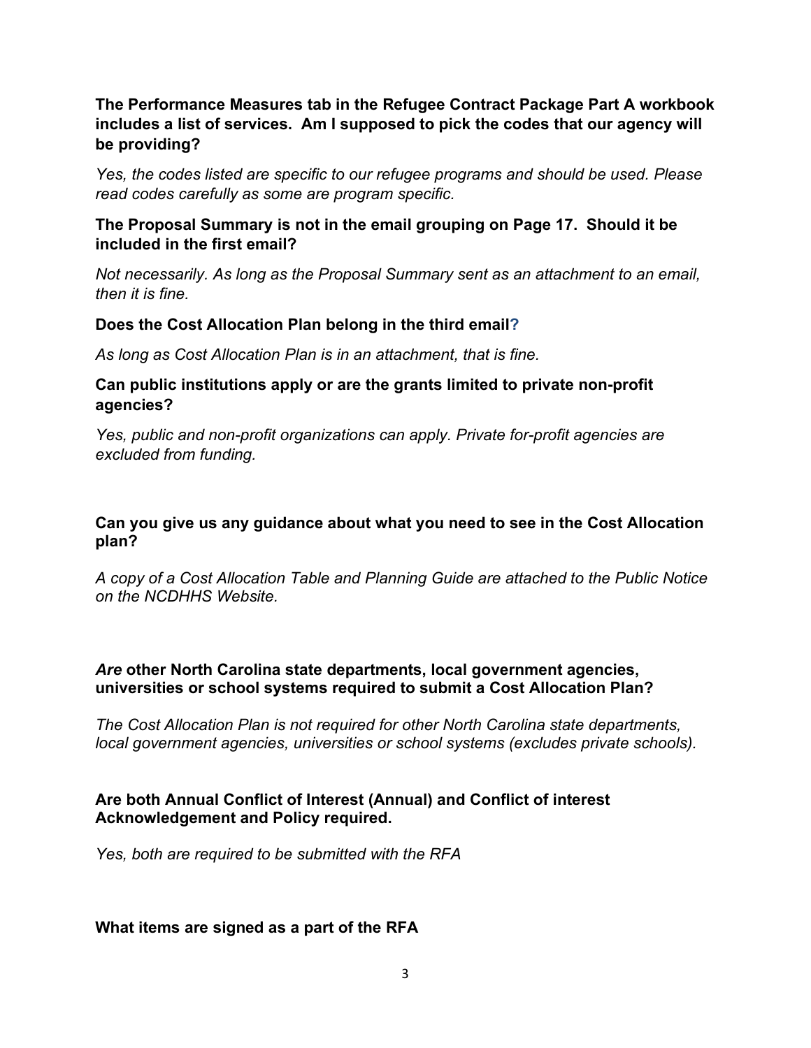**The Performance Measures tab in the Refugee Contract Package Part A workbook includes a list of services. Am I supposed to pick the codes that our agency will be providing?**

*Yes, the codes listed are specific to our refugee programs and should be used. Please read codes carefully as some are program specific.*

**The Proposal Summary is not in the email grouping on Page 17. Should it be included in the first email?**

*Not necessarily. As long as the Proposal Summary sent as an attachment to an email, then it is fine.*

**Does the Cost Allocation Plan belong in the third email?**

*As long as Cost Allocation Plan is in an attachment, that is fine.*

**Can public institutions apply or are the grants limited to private non-profit agencies?**

*Yes, public and non-profit organizations can apply. Private for-profit agencies are excluded from funding.*

**Can you give us any guidance about what you need to see in the Cost Allocation plan?**

*A copy of a Cost Allocation Table and Planning Guide are attached to the Public Notice on the NCDHHS Website.*

***Are* other North Carolina state departments, local government agencies, universities or school systems required to submit a Cost Allocation Plan?**

*The Cost Allocation Plan is not required for other North Carolina state departments, local government agencies, universities or school systems (excludes private schools).*

**Are both Annual Conflict of Interest (Annual) and Conflict of interest Acknowledgement and Policy required.**

*Yes, both are required to be submitted with the RFA*

**What items are signed as a part of the RFA**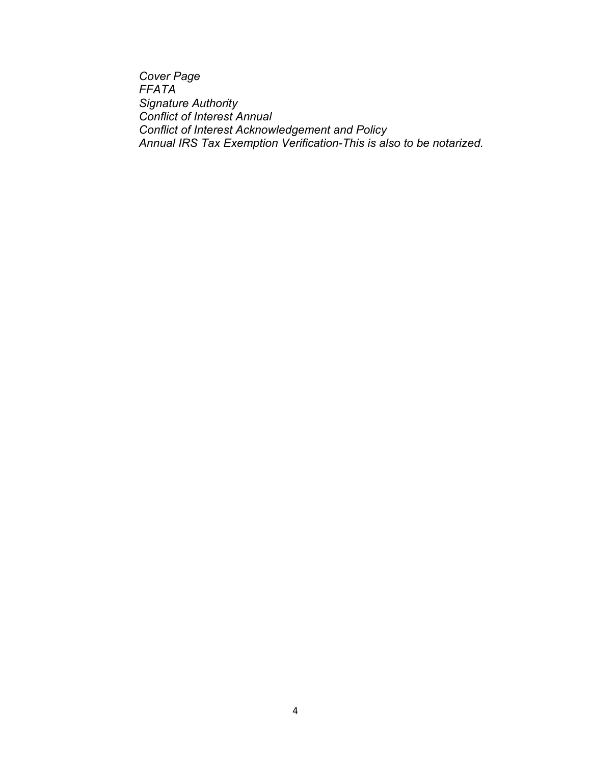*Cover Page*
*FFATA*
*Signature Authority*
*Conflict of Interest Annual*
*Conflict of Interest Acknowledgement and Policy*
*Annual IRS Tax Exemption Verification-This is also to be notarized.*